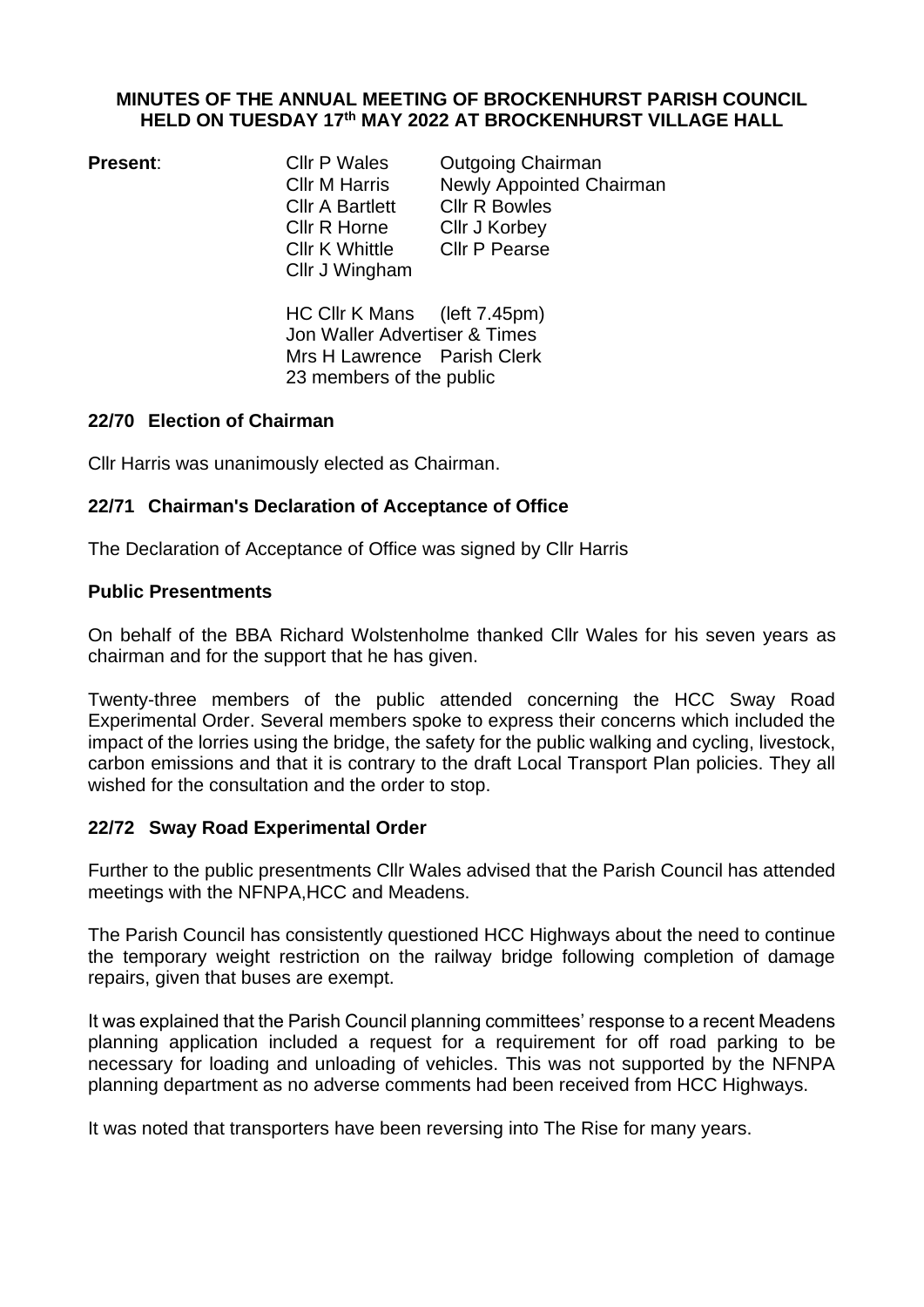# MINUTES OF THE ANNUAL MEETING OF BROCKENHURST PARISH COUNCIL HELD ON TUESDAY 17th MAY 2022 AT BROCKENHURST VILLAGE HALL

**Present**:

| | |
|---|---|
| Cllr P Wales | Outgoing Chairman |
| Cllr M Harris | Newly Appointed Chairman |
| Cllr A Bartlett | Cllr R Bowles |
| Cllr R Horne | Cllr J Korbey |
| Cllr K Whittle | Cllr P Pearse |
| Cllr J Wingham | |

HC Cllr K Mans (left 7.45pm)
Jon Waller Advertiser & Times
Mrs H Lawrence Parish Clerk
23 members of the public

### 22/70 Election of Chairman

Cllr Harris was unanimously elected as Chairman.

### 22/71 Chairman's Declaration of Acceptance of Office

The Declaration of Acceptance of Office was signed by Cllr Harris

### Public Presentments

On behalf of the BBA Richard Wolstenholme thanked Cllr Wales for his seven years as chairman and for the support that he has given.

Twenty-three members of the public attended concerning the HCC Sway Road Experimental Order. Several members spoke to express their concerns which included the impact of the lorries using the bridge, the safety for the public walking and cycling, livestock, carbon emissions and that it is contrary to the draft Local Transport Plan policies. They all wished for the consultation and the order to stop.

### 22/72 Sway Road Experimental Order

Further to the public presentments Cllr Wales advised that the Parish Council has attended meetings with the NFNPA,HCC and Meadens.

The Parish Council has consistently questioned HCC Highways about the need to continue the temporary weight restriction on the railway bridge following completion of damage repairs, given that buses are exempt.

It was explained that the Parish Council planning committees' response to a recent Meadens planning application included a request for a requirement for off road parking to be necessary for loading and unloading of vehicles. This was not supported by the NFNPA planning department as no adverse comments had been received from HCC Highways.

It was noted that transporters have been reversing into The Rise for many years.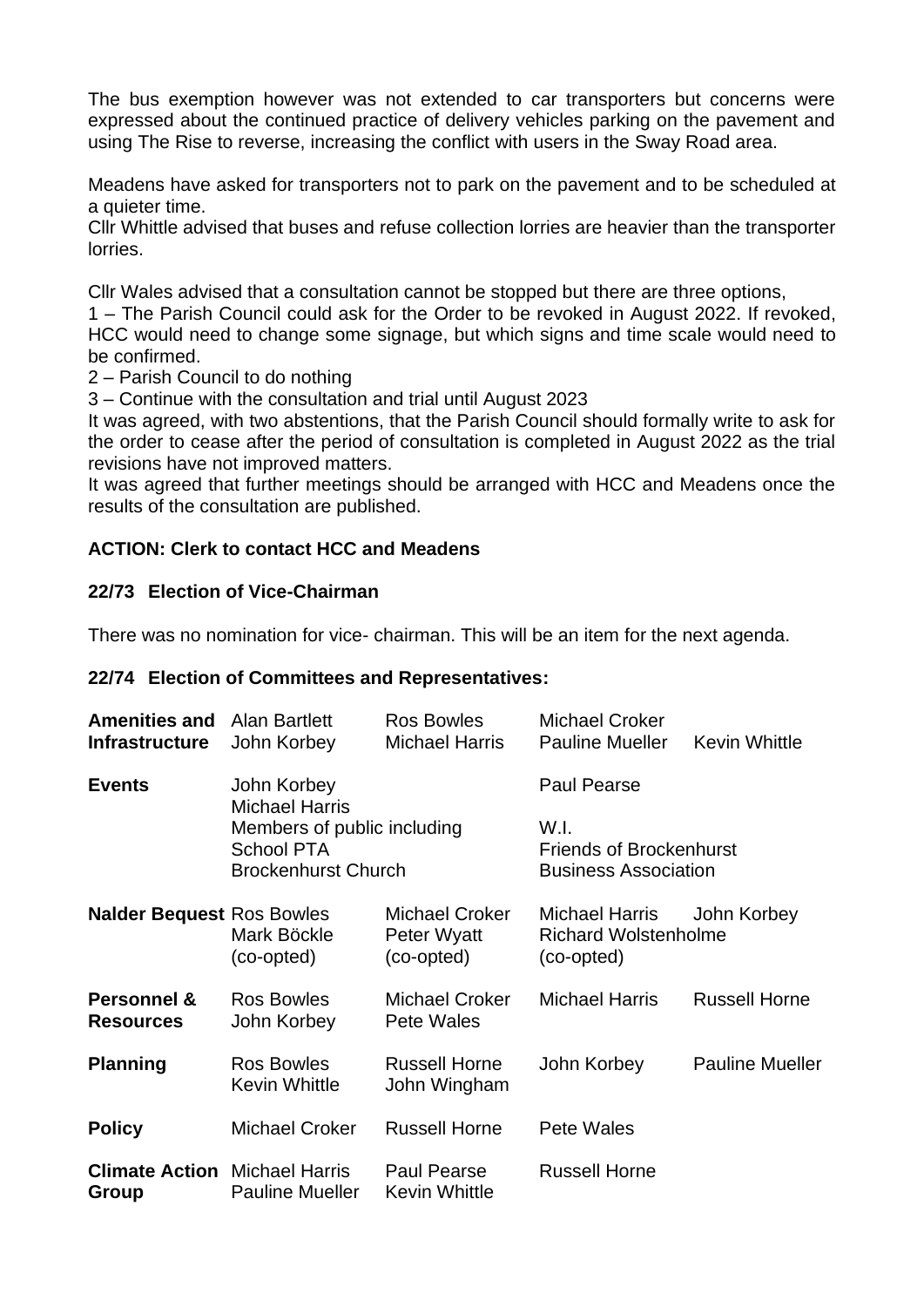The bus exemption however was not extended to car transporters but concerns were expressed about the continued practice of delivery vehicles parking on the pavement and using The Rise to reverse, increasing the conflict with users in the Sway Road area.

Meadens have asked for transporters not to park on the pavement and to be scheduled at a quieter time.
Cllr Whittle advised that buses and refuse collection lorries are heavier than the transporter lorries.

Cllr Wales advised that a consultation cannot be stopped but there are three options,
1 – The Parish Council could ask for the Order to be revoked in August 2022. If revoked, HCC would need to change some signage, but which signs and time scale would need to be confirmed.
2 – Parish Council to do nothing
3 – Continue with the consultation and trial until August 2023
It was agreed, with two abstentions, that the Parish Council should formally write to ask for the order to cease after the period of consultation is completed in August 2022 as the trial revisions have not improved matters.
It was agreed that further meetings should be arranged with HCC and Meadens once the results of the consultation are published.

**ACTION: Clerk to contact HCC and Meadens**

**22/73 Election of Vice-Chairman**

There was no nomination for vice- chairman. This will be an item for the next agenda.

**22/74 Election of Committees and Representatives:**

| | | | | |
|---|---|---|---|---|
| **Amenities and Infrastructure** | Alan Bartlett<br>John Korbey | Ros Bowles<br>Michael Harris | Michael Croker<br>Pauline Mueller | Kevin Whittle |
| **Events** | John Korbey<br>Michael Harris | | Paul Pearse | |
| | Members of public including<br>School PTA<br>Brockenhurst Church | | W.I.<br>Friends of Brockenhurst<br>Business Association | |
| **Nalder Bequest** | Ros Bowles<br>Mark Böckle (co-opted) | Michael Croker<br>Peter Wyatt (co-opted) | Michael Harris<br>Richard Wolstenholme (co-opted) | John Korbey |
| **Personnel & Resources** | Ros Bowles<br>John Korbey | Michael Croker<br>Pete Wales | Michael Harris | Russell Horne |
| **Planning** | Ros Bowles<br>Kevin Whittle | Russell Horne<br>John Wingham | John Korbey | Pauline Mueller |
| **Policy** | Michael Croker | Russell Horne | Pete Wales | |
| **Climate Action Group** | Michael Harris<br>Pauline Mueller | Paul Pearse<br>Kevin Whittle | Russell Horne | |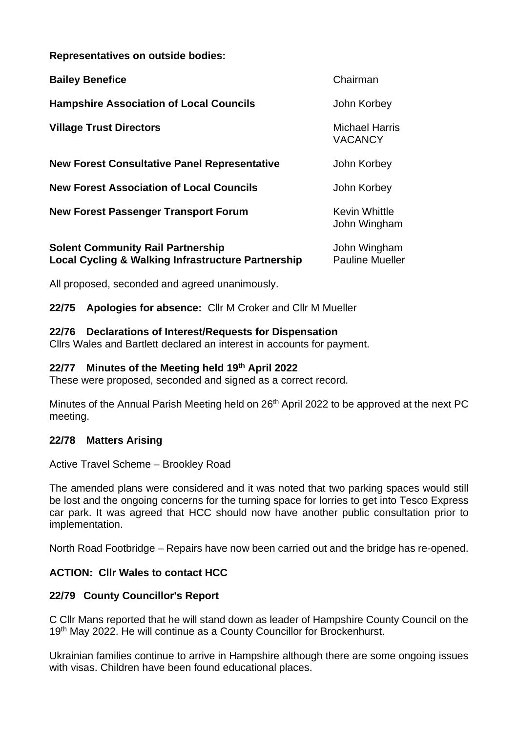**Representatives on outside bodies:**

| | |
|---|---|
| **Bailey Benefice** | Chairman |
| **Hampshire Association of Local Councils** | John Korbey |
| **Village Trust Directors** | Michael Harris<br>VACANCY |
| **New Forest Consultative Panel Representative** | John Korbey |
| **New Forest Association of Local Councils** | John Korbey |
| **New Forest Passenger Transport Forum** | Kevin Whittle<br>John Wingham |
| **Solent Community Rail Partnership** | John Wingham |
| **Local Cycling & Walking Infrastructure Partnership** | Pauline Mueller |

All proposed, seconded and agreed unanimously.

**22/75 Apologies for absence:** Cllr M Croker and Cllr M Mueller

**22/76 Declarations of Interest/Requests for Dispensation**

Cllrs Wales and Bartlett declared an interest in accounts for payment.

**22/77 Minutes of the Meeting held 19th April 2022**

These were proposed, seconded and signed as a correct record.

Minutes of the Annual Parish Meeting held on 26th April 2022 to be approved at the next PC meeting.

**22/78 Matters Arising**

Active Travel Scheme – Brookley Road

The amended plans were considered and it was noted that two parking spaces would still be lost and the ongoing concerns for the turning space for lorries to get into Tesco Express car park. It was agreed that HCC should now have another public consultation prior to implementation.

North Road Footbridge – Repairs have now been carried out and the bridge has re-opened.

**ACTION: Cllr Wales to contact HCC**

**22/79 County Councillor's Report**

C Cllr Mans reported that he will stand down as leader of Hampshire County Council on the 19th May 2022. He will continue as a County Councillor for Brockenhurst.

Ukrainian families continue to arrive in Hampshire although there are some ongoing issues with visas. Children have been found educational places.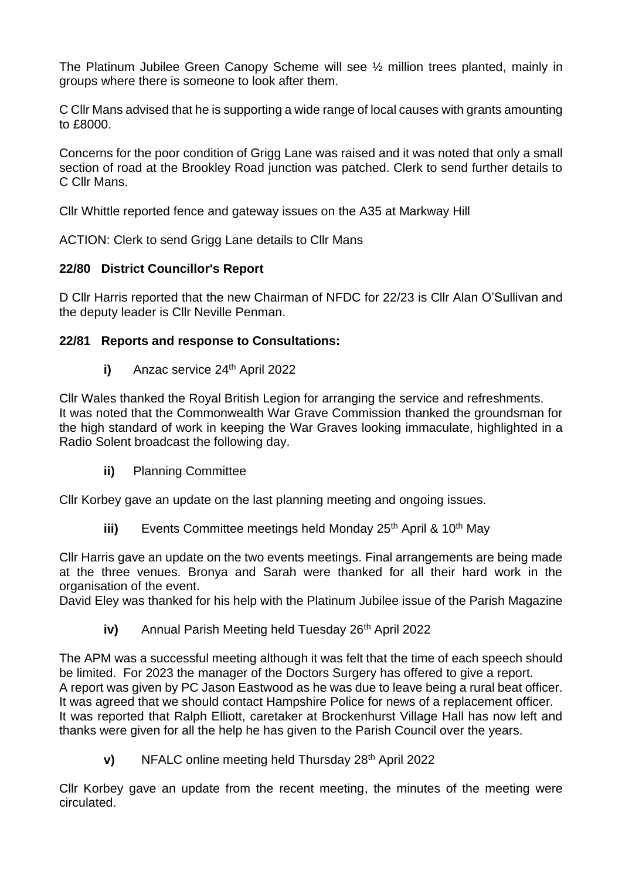The Platinum Jubilee Green Canopy Scheme will see ½ million trees planted, mainly in groups where there is someone to look after them.

C Cllr Mans advised that he is supporting a wide range of local causes with grants amounting to £8000.

Concerns for the poor condition of Grigg Lane was raised and it was noted that only a small section of road at the Brookley Road junction was patched. Clerk to send further details to C Cllr Mans.

Cllr Whittle reported fence and gateway issues on the A35 at Markway Hill

ACTION: Clerk to send Grigg Lane details to Cllr Mans

### 22/80 District Councillor's Report

D Cllr Harris reported that the new Chairman of NFDC for 22/23 is Cllr Alan O'Sullivan and the deputy leader is Cllr Neville Penman.

### 22/81 Reports and response to Consultations:

**i)** Anzac service 24th April 2022

Cllr Wales thanked the Royal British Legion for arranging the service and refreshments.
It was noted that the Commonwealth War Grave Commission thanked the groundsman for the high standard of work in keeping the War Graves looking immaculate, highlighted in a Radio Solent broadcast the following day.

**ii)** Planning Committee

Cllr Korbey gave an update on the last planning meeting and ongoing issues.

**iii)** Events Committee meetings held Monday 25th April & 10th May

Cllr Harris gave an update on the two events meetings. Final arrangements are being made at the three venues. Bronya and Sarah were thanked for all their hard work in the organisation of the event.
David Eley was thanked for his help with the Platinum Jubilee issue of the Parish Magazine

**iv)** Annual Parish Meeting held Tuesday 26th April 2022

The APM was a successful meeting although it was felt that the time of each speech should be limited. For 2023 the manager of the Doctors Surgery has offered to give a report.
A report was given by PC Jason Eastwood as he was due to leave being a rural beat officer. It was agreed that we should contact Hampshire Police for news of a replacement officer.
It was reported that Ralph Elliott, caretaker at Brockenhurst Village Hall has now left and thanks were given for all the help he has given to the Parish Council over the years.

**v)** NFALC online meeting held Thursday 28th April 2022

Cllr Korbey gave an update from the recent meeting, the minutes of the meeting were circulated.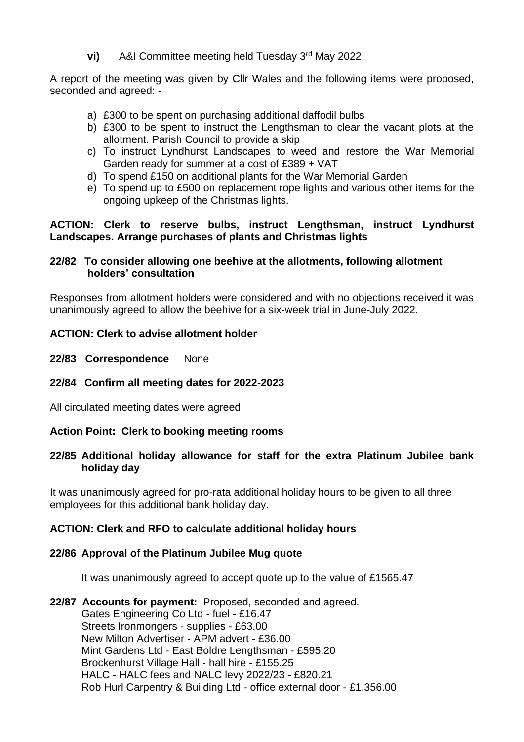**vi)** A&I Committee meeting held Tuesday 3rd May 2022

A report of the meeting was given by Cllr Wales and the following items were proposed, seconded and agreed: -

a) £300 to be spent on purchasing additional daffodil bulbs
b) £300 to be spent to instruct the Lengthsman to clear the vacant plots at the allotment. Parish Council to provide a skip
c) To instruct Lyndhurst Landscapes to weed and restore the War Memorial Garden ready for summer at a cost of £389 + VAT
d) To spend £150 on additional plants for the War Memorial Garden
e) To spend up to £500 on replacement rope lights and various other items for the ongoing upkeep of the Christmas lights.

**ACTION: Clerk to reserve bulbs, instruct Lengthsman, instruct Lyndhurst Landscapes. Arrange purchases of plants and Christmas lights**

**22/82 To consider allowing one beehive at the allotments, following allotment holders' consultation**

Responses from allotment holders were considered and with no objections received it was unanimously agreed to allow the beehive for a six-week trial in June-July 2022.

**ACTION: Clerk to advise allotment holder**

**22/83 Correspondence** None

**22/84 Confirm all meeting dates for 2022-2023**

All circulated meeting dates were agreed

**Action Point: Clerk to booking meeting rooms**

**22/85 Additional holiday allowance for staff for the extra Platinum Jubilee bank holiday day**

It was unanimously agreed for pro-rata additional holiday hours to be given to all three employees for this additional bank holiday day.

**ACTION: Clerk and RFO to calculate additional holiday hours**

**22/86 Approval of the Platinum Jubilee Mug quote**

It was unanimously agreed to accept quote up to the value of £1565.47

**22/87 Accounts for payment:** Proposed, seconded and agreed.

Gates Engineering Co Ltd - fuel - £16.47
Streets Ironmongers - supplies - £63.00
New Milton Advertiser - APM advert - £36.00
Mint Gardens Ltd - East Boldre Lengthsman - £595.20
Brockenhurst Village Hall - hall hire - £155.25
HALC - HALC fees and NALC levy 2022/23 - £820.21
Rob Hurl Carpentry & Building Ltd - office external door - £1,356.00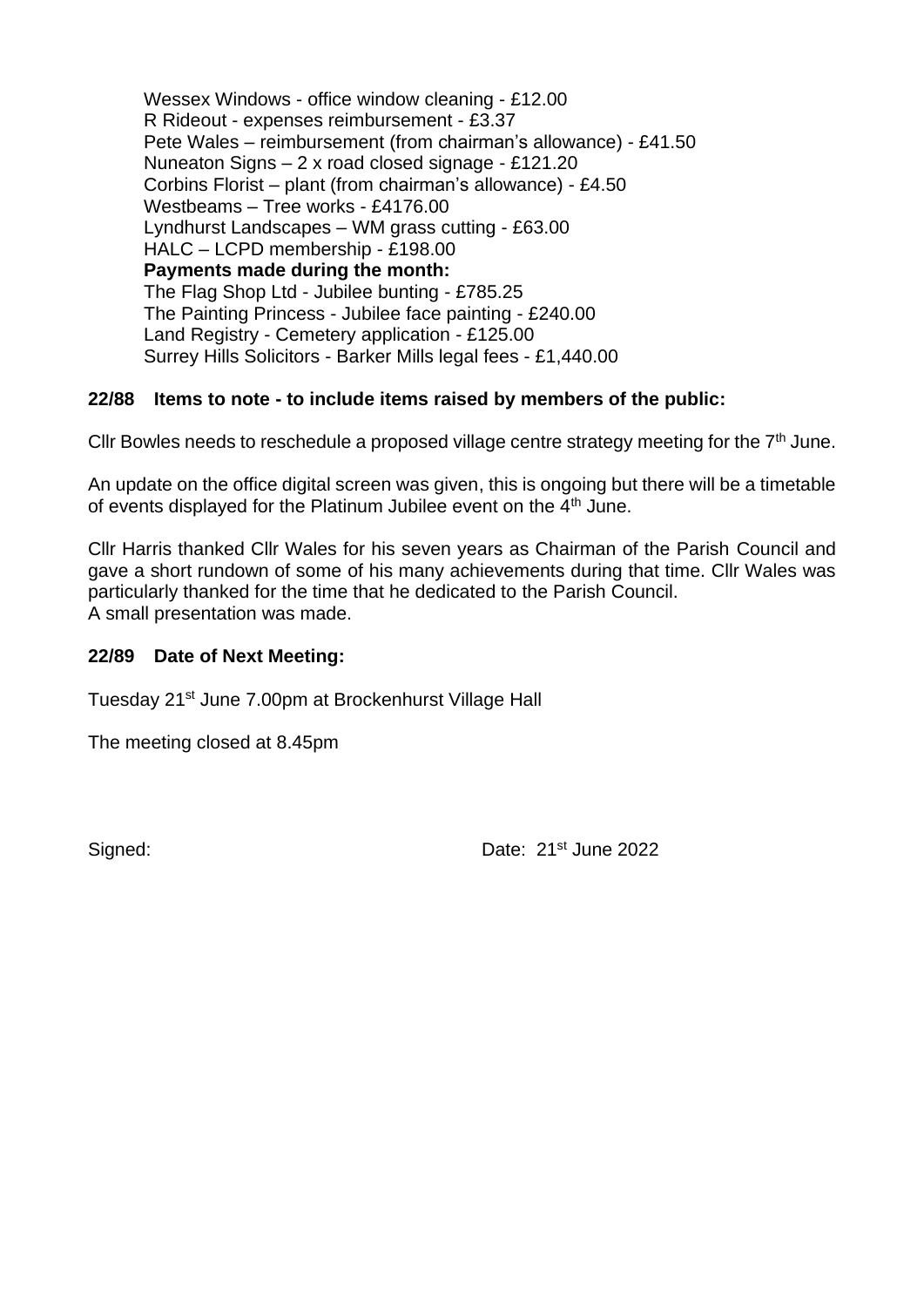Wessex Windows - office window cleaning - £12.00
R Rideout - expenses reimbursement - £3.37
Pete Wales – reimbursement (from chairman's allowance) - £41.50
Nuneaton Signs – 2 x road closed signage - £121.20
Corbins Florist – plant (from chairman's allowance) - £4.50
Westbeams – Tree works - £4176.00
Lyndhurst Landscapes – WM grass cutting - £63.00
HALC – LCPD membership - £198.00

**Payments made during the month:**

The Flag Shop Ltd - Jubilee bunting - £785.25
The Painting Princess - Jubilee face painting - £240.00
Land Registry - Cemetery application - £125.00
Surrey Hills Solicitors - Barker Mills legal fees - £1,440.00

**22/88 Items to note - to include items raised by members of the public:**

Cllr Bowles needs to reschedule a proposed village centre strategy meeting for the 7th June.

An update on the office digital screen was given, this is ongoing but there will be a timetable of events displayed for the Platinum Jubilee event on the 4th June.

Cllr Harris thanked Cllr Wales for his seven years as Chairman of the Parish Council and gave a short rundown of some of his many achievements during that time. Cllr Wales was particularly thanked for the time that he dedicated to the Parish Council.
A small presentation was made.

**22/89 Date of Next Meeting:**

Tuesday 21st June 7.00pm at Brockenhurst Village Hall

The meeting closed at 8.45pm

Signed: Date: 21st June 2022